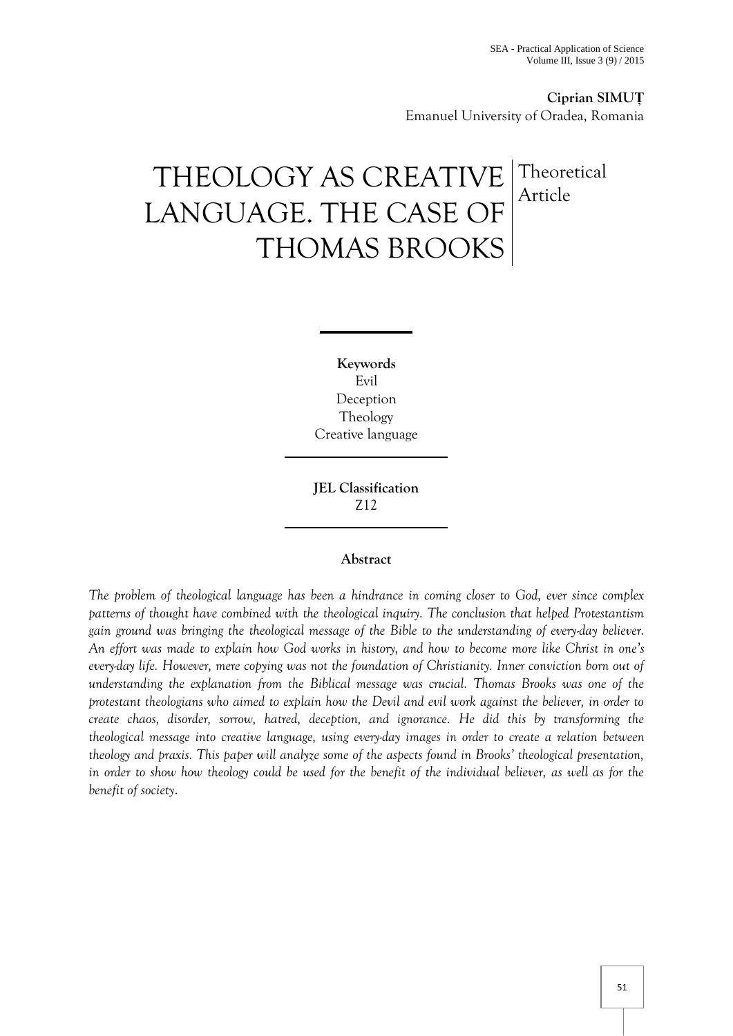**Ciprian SIMUȚ**
Emanuel University of Oradea, Romania

# THEOLOGY AS CREATIVE LANGUAGE. THE CASE OF THOMAS BROOKS

Theoretical Article

**Keywords**
Evil
Deception
Theology
Creative language

**JEL Classification**
Z12

**Abstract**

*The problem of theological language has been a hindrance in coming closer to God, ever since complex patterns of thought have combined with the theological inquiry. The conclusion that helped Protestantism gain ground was bringing the theological message of the Bible to the understanding of every-day believer. An effort was made to explain how God works in history, and how to become more like Christ in one's every-day life. However, mere copying was not the foundation of Christianity. Inner conviction born out of understanding the explanation from the Biblical message was crucial. Thomas Brooks was one of the protestant theologians who aimed to explain how the Devil and evil work against the believer, in order to create chaos, disorder, sorrow, hatred, deception, and ignorance. He did this by transforming the theological message into creative language, using every-day images in order to create a relation between theology and praxis. This paper will analyze some of the aspects found in Brooks' theological presentation, in order to show how theology could be used for the benefit of the individual believer, as well as for the benefit of society.*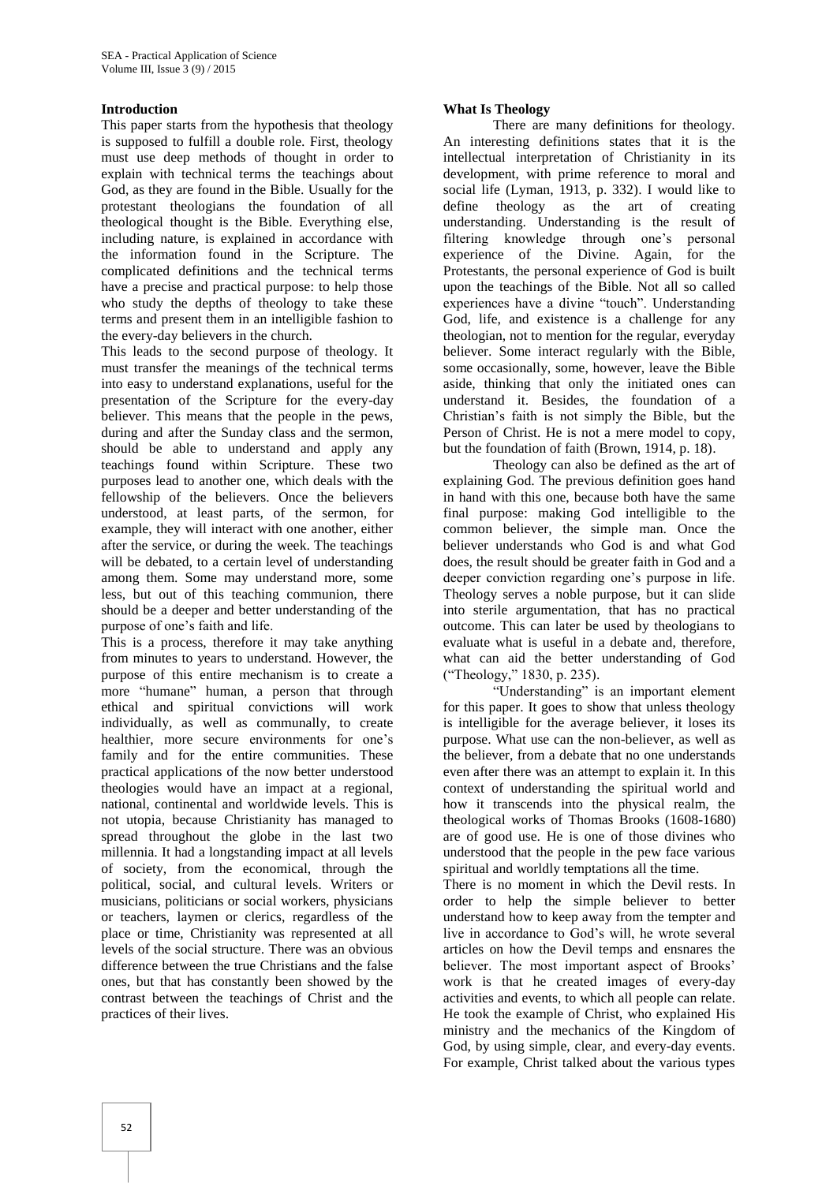## Introduction

This paper starts from the hypothesis that theology is supposed to fulfill a double role. First, theology must use deep methods of thought in order to explain with technical terms the teachings about God, as they are found in the Bible. Usually for the protestant theologians the foundation of all theological thought is the Bible. Everything else, including nature, is explained in accordance with the information found in the Scripture. The complicated definitions and the technical terms have a precise and practical purpose: to help those who study the depths of theology to take these terms and present them in an intelligible fashion to the every-day believers in the church.

This leads to the second purpose of theology. It must transfer the meanings of the technical terms into easy to understand explanations, useful for the presentation of the Scripture for the every-day believer. This means that the people in the pews, during and after the Sunday class and the sermon, should be able to understand and apply any teachings found within Scripture. These two purposes lead to another one, which deals with the fellowship of the believers. Once the believers understood, at least parts, of the sermon, for example, they will interact with one another, either after the service, or during the week. The teachings will be debated, to a certain level of understanding among them. Some may understand more, some less, but out of this teaching communion, there should be a deeper and better understanding of the purpose of one's faith and life.

This is a process, therefore it may take anything from minutes to years to understand. However, the purpose of this entire mechanism is to create a more "humane" human, a person that through ethical and spiritual convictions will work individually, as well as communally, to create healthier, more secure environments for one's family and for the entire communities. These practical applications of the now better understood theologies would have an impact at a regional, national, continental and worldwide levels. This is not utopia, because Christianity has managed to spread throughout the globe in the last two millennia. It had a longstanding impact at all levels of society, from the economical, through the political, social, and cultural levels. Writers or musicians, politicians or social workers, physicians or teachers, laymen or clerics, regardless of the place or time, Christianity was represented at all levels of the social structure. There was an obvious difference between the true Christians and the false ones, but that has constantly been showed by the contrast between the teachings of Christ and the practices of their lives.

## What Is Theology

There are many definitions for theology. An interesting definitions states that it is the intellectual interpretation of Christianity in its development, with prime reference to moral and social life (Lyman, 1913, p. 332). I would like to define theology as the art of creating understanding. Understanding is the result of filtering knowledge through one's personal experience of the Divine. Again, for the Protestants, the personal experience of God is built upon the teachings of the Bible. Not all so called experiences have a divine "touch". Understanding God, life, and existence is a challenge for any theologian, not to mention for the regular, everyday believer. Some interact regularly with the Bible, some occasionally, some, however, leave the Bible aside, thinking that only the initiated ones can understand it. Besides, the foundation of a Christian's faith is not simply the Bible, but the Person of Christ. He is not a mere model to copy, but the foundation of faith (Brown, 1914, p. 18).

Theology can also be defined as the art of explaining God. The previous definition goes hand in hand with this one, because both have the same final purpose: making God intelligible to the common believer, the simple man. Once the believer understands who God is and what God does, the result should be greater faith in God and a deeper conviction regarding one's purpose in life. Theology serves a noble purpose, but it can slide into sterile argumentation, that has no practical outcome. This can later be used by theologians to evaluate what is useful in a debate and, therefore, what can aid the better understanding of God ("Theology," 1830, p. 235).

"Understanding" is an important element for this paper. It goes to show that unless theology is intelligible for the average believer, it loses its purpose. What use can the non-believer, as well as the believer, from a debate that no one understands even after there was an attempt to explain it. In this context of understanding the spiritual world and how it transcends into the physical realm, the theological works of Thomas Brooks (1608-1680) are of good use. He is one of those divines who understood that the people in the pew face various spiritual and worldly temptations all the time.

There is no moment in which the Devil rests. In order to help the simple believer to better understand how to keep away from the tempter and live in accordance to God's will, he wrote several articles on how the Devil temps and ensnares the believer. The most important aspect of Brooks' work is that he created images of every-day activities and events, to which all people can relate. He took the example of Christ, who explained His ministry and the mechanics of the Kingdom of God, by using simple, clear, and every-day events. For example, Christ talked about the various types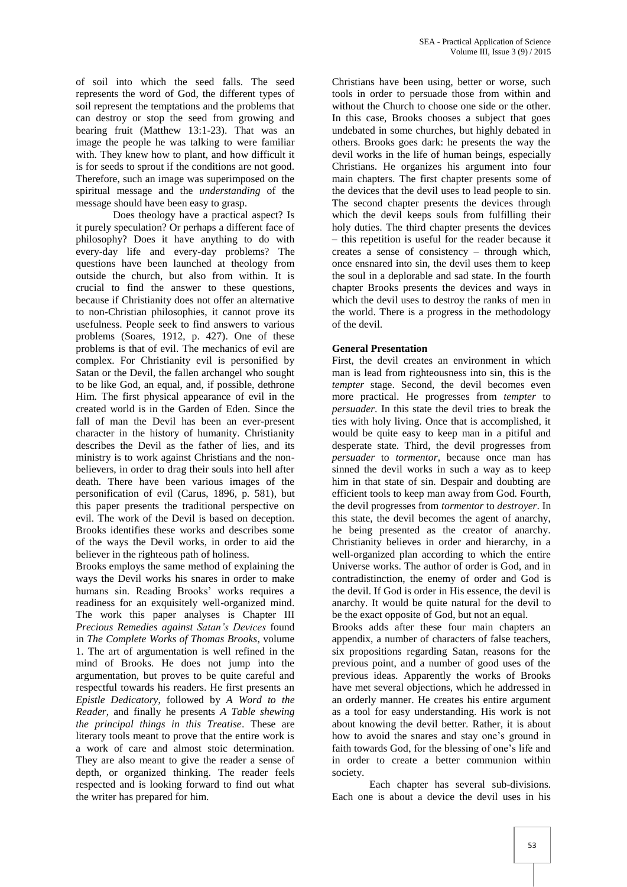of soil into which the seed falls. The seed represents the word of God, the different types of soil represent the temptations and the problems that can destroy or stop the seed from growing and bearing fruit (Matthew 13:1-23). That was an image the people he was talking to were familiar with. They knew how to plant, and how difficult it is for seeds to sprout if the conditions are not good. Therefore, such an image was superimposed on the spiritual message and the *understanding* of the message should have been easy to grasp.

Does theology have a practical aspect? Is it purely speculation? Or perhaps a different face of philosophy? Does it have anything to do with every-day life and every-day problems? The questions have been launched at theology from outside the church, but also from within. It is crucial to find the answer to these questions, because if Christianity does not offer an alternative to non-Christian philosophies, it cannot prove its usefulness. People seek to find answers to various problems (Soares, 1912, p. 427). One of these problems is that of evil. The mechanics of evil are complex. For Christianity evil is personified by Satan or the Devil, the fallen archangel who sought to be like God, an equal, and, if possible, dethrone Him. The first physical appearance of evil in the created world is in the Garden of Eden. Since the fall of man the Devil has been an ever-present character in the history of humanity. Christianity describes the Devil as the father of lies, and its ministry is to work against Christians and the non-believers, in order to drag their souls into hell after death. There have been various images of the personification of evil (Carus, 1896, p. 581), but this paper presents the traditional perspective on evil. The work of the Devil is based on deception. Brooks identifies these works and describes some of the ways the Devil works, in order to aid the believer in the righteous path of holiness.

Brooks employs the same method of explaining the ways the Devil works his snares in order to make humans sin. Reading Brooks' works requires a readiness for an exquisitely well-organized mind. The work this paper analyses is Chapter III *Precious Remedies against Satan's Devices* found in *The Complete Works of Thomas Brooks*, volume 1. The art of argumentation is well refined in the mind of Brooks. He does not jump into the argumentation, but proves to be quite careful and respectful towards his readers. He first presents an *Epistle Dedicatory*, followed by *A Word to the Reader*, and finally he presents *A Table shewing the principal things in this Treatise*. These are literary tools meant to prove that the entire work is a work of care and almost stoic determination. They are also meant to give the reader a sense of depth, or organized thinking. The reader feels respected and is looking forward to find out what the writer has prepared for him.

Christians have been using, better or worse, such tools in order to persuade those from within and without the Church to choose one side or the other. In this case, Brooks chooses a subject that goes undebated in some churches, but highly debated in others. Brooks goes dark: he presents the way the devil works in the life of human beings, especially Christians. He organizes his argument into four main chapters. The first chapter presents some of the devices that the devil uses to lead people to sin. The second chapter presents the devices through which the devil keeps souls from fulfilling their holy duties. The third chapter presents the devices – this repetition is useful for the reader because it creates a sense of consistency – through which, once ensnared into sin, the devil uses them to keep the soul in a deplorable and sad state. In the fourth chapter Brooks presents the devices and ways in which the devil uses to destroy the ranks of men in the world. There is a progress in the methodology of the devil.

**General Presentation**

First, the devil creates an environment in which man is lead from righteousness into sin, this is the *tempter* stage. Second, the devil becomes even more practical. He progresses from *tempter* to *persuader*. In this state the devil tries to break the ties with holy living. Once that is accomplished, it would be quite easy to keep man in a pitiful and desperate state. Third, the devil progresses from *persuader* to *tormentor*, because once man has sinned the devil works in such a way as to keep him in that state of sin. Despair and doubting are efficient tools to keep man away from God. Fourth, the devil progresses from *tormentor* to *destroyer*. In this state, the devil becomes the agent of anarchy, he being presented as the creator of anarchy. Christianity believes in order and hierarchy, in a well-organized plan according to which the entire Universe works. The author of order is God, and in contradistinction, the enemy of order and God is the devil. If God is order in His essence, the devil is anarchy. It would be quite natural for the devil to be the exact opposite of God, but not an equal.

Brooks adds after these four main chapters an appendix, a number of characters of false teachers, six propositions regarding Satan, reasons for the previous point, and a number of good uses of the previous ideas. Apparently the works of Brooks have met several objections, which he addressed in an orderly manner. He creates his entire argument as a tool for easy understanding. His work is not about knowing the devil better. Rather, it is about how to avoid the snares and stay one's ground in faith towards God, for the blessing of one's life and in order to create a better communion within society.

Each chapter has several sub-divisions. Each one is about a device the devil uses in his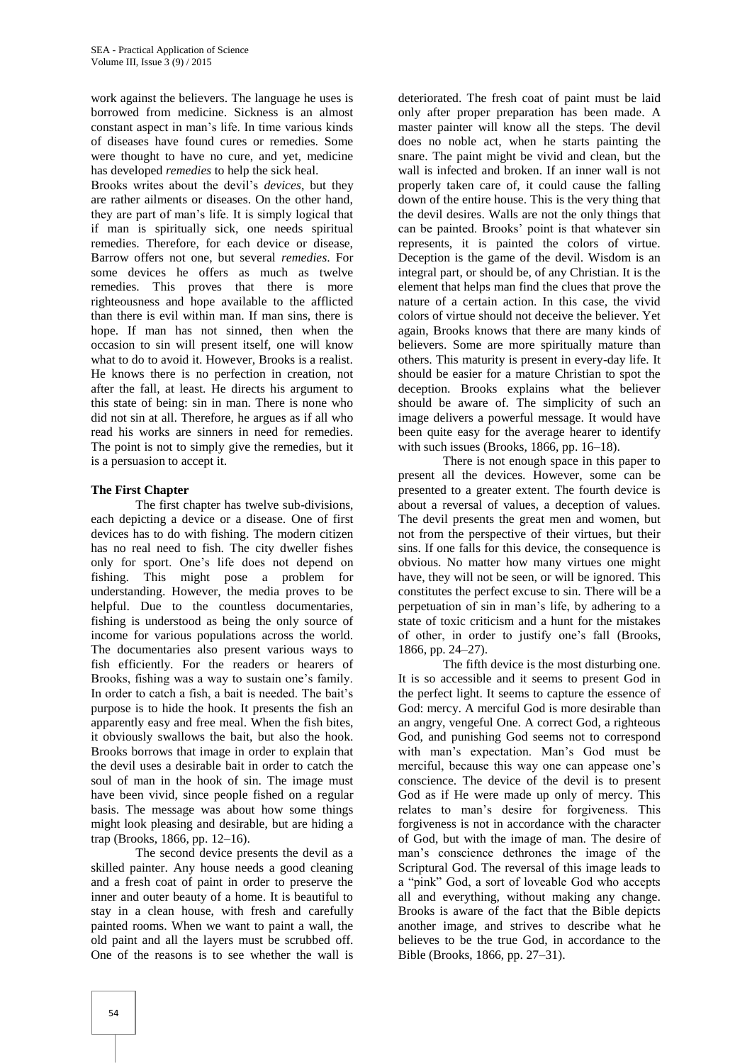work against the believers. The language he uses is borrowed from medicine. Sickness is an almost constant aspect in man's life. In time various kinds of diseases have found cures or remedies. Some were thought to have no cure, and yet, medicine has developed *remedies* to help the sick heal.

Brooks writes about the devil's *devices*, but they are rather ailments or diseases. On the other hand, they are part of man's life. It is simply logical that if man is spiritually sick, one needs spiritual remedies. Therefore, for each device or disease, Barrow offers not one, but several *remedies*. For some devices he offers as much as twelve remedies. This proves that there is more righteousness and hope available to the afflicted than there is evil within man. If man sins, there is hope. If man has not sinned, then when the occasion to sin will present itself, one will know what to do to avoid it. However, Brooks is a realist. He knows there is no perfection in creation, not after the fall, at least. He directs his argument to this state of being: sin in man. There is none who did not sin at all. Therefore, he argues as if all who read his works are sinners in need for remedies. The point is not to simply give the remedies, but it is a persuasion to accept it.

**The First Chapter**

The first chapter has twelve sub-divisions, each depicting a device or a disease. One of first devices has to do with fishing. The modern citizen has no real need to fish. The city dweller fishes only for sport. One's life does not depend on fishing. This might pose a problem for understanding. However, the media proves to be helpful. Due to the countless documentaries, fishing is understood as being the only source of income for various populations across the world. The documentaries also present various ways to fish efficiently. For the readers or hearers of Brooks, fishing was a way to sustain one's family. In order to catch a fish, a bait is needed. The bait's purpose is to hide the hook. It presents the fish an apparently easy and free meal. When the fish bites, it obviously swallows the bait, but also the hook. Brooks borrows that image in order to explain that the devil uses a desirable bait in order to catch the soul of man in the hook of sin. The image must have been vivid, since people fished on a regular basis. The message was about how some things might look pleasing and desirable, but are hiding a trap (Brooks, 1866, pp. 12–16).

The second device presents the devil as a skilled painter. Any house needs a good cleaning and a fresh coat of paint in order to preserve the inner and outer beauty of a home. It is beautiful to stay in a clean house, with fresh and carefully painted rooms. When we want to paint a wall, the old paint and all the layers must be scrubbed off. One of the reasons is to see whether the wall is deteriorated. The fresh coat of paint must be laid only after proper preparation has been made. A master painter will know all the steps. The devil does no noble act, when he starts painting the snare. The paint might be vivid and clean, but the wall is infected and broken. If an inner wall is not properly taken care of, it could cause the falling down of the entire house. This is the very thing that the devil desires. Walls are not the only things that can be painted. Brooks' point is that whatever sin represents, it is painted the colors of virtue. Deception is the game of the devil. Wisdom is an integral part, or should be, of any Christian. It is the element that helps man find the clues that prove the nature of a certain action. In this case, the vivid colors of virtue should not deceive the believer. Yet again, Brooks knows that there are many kinds of believers. Some are more spiritually mature than others. This maturity is present in every-day life. It should be easier for a mature Christian to spot the deception. Brooks explains what the believer should be aware of. The simplicity of such an image delivers a powerful message. It would have been quite easy for the average hearer to identify with such issues (Brooks, 1866, pp. 16–18).

There is not enough space in this paper to present all the devices. However, some can be presented to a greater extent. The fourth device is about a reversal of values, a deception of values. The devil presents the great men and women, but not from the perspective of their virtues, but their sins. If one falls for this device, the consequence is obvious. No matter how many virtues one might have, they will not be seen, or will be ignored. This constitutes the perfect excuse to sin. There will be a perpetuation of sin in man's life, by adhering to a state of toxic criticism and a hunt for the mistakes of other, in order to justify one's fall (Brooks, 1866, pp. 24–27).

The fifth device is the most disturbing one. It is so accessible and it seems to present God in the perfect light. It seems to capture the essence of God: mercy. A merciful God is more desirable than an angry, vengeful One. A correct God, a righteous God, and punishing God seems not to correspond with man's expectation. Man's God must be merciful, because this way one can appease one's conscience. The device of the devil is to present God as if He were made up only of mercy. This relates to man's desire for forgiveness. This forgiveness is not in accordance with the character of God, but with the image of man. The desire of man's conscience dethrones the image of the Scriptural God. The reversal of this image leads to a "pink" God, a sort of loveable God who accepts all and everything, without making any change. Brooks is aware of the fact that the Bible depicts another image, and strives to describe what he believes to be the true God, in accordance to the Bible (Brooks, 1866, pp. 27–31).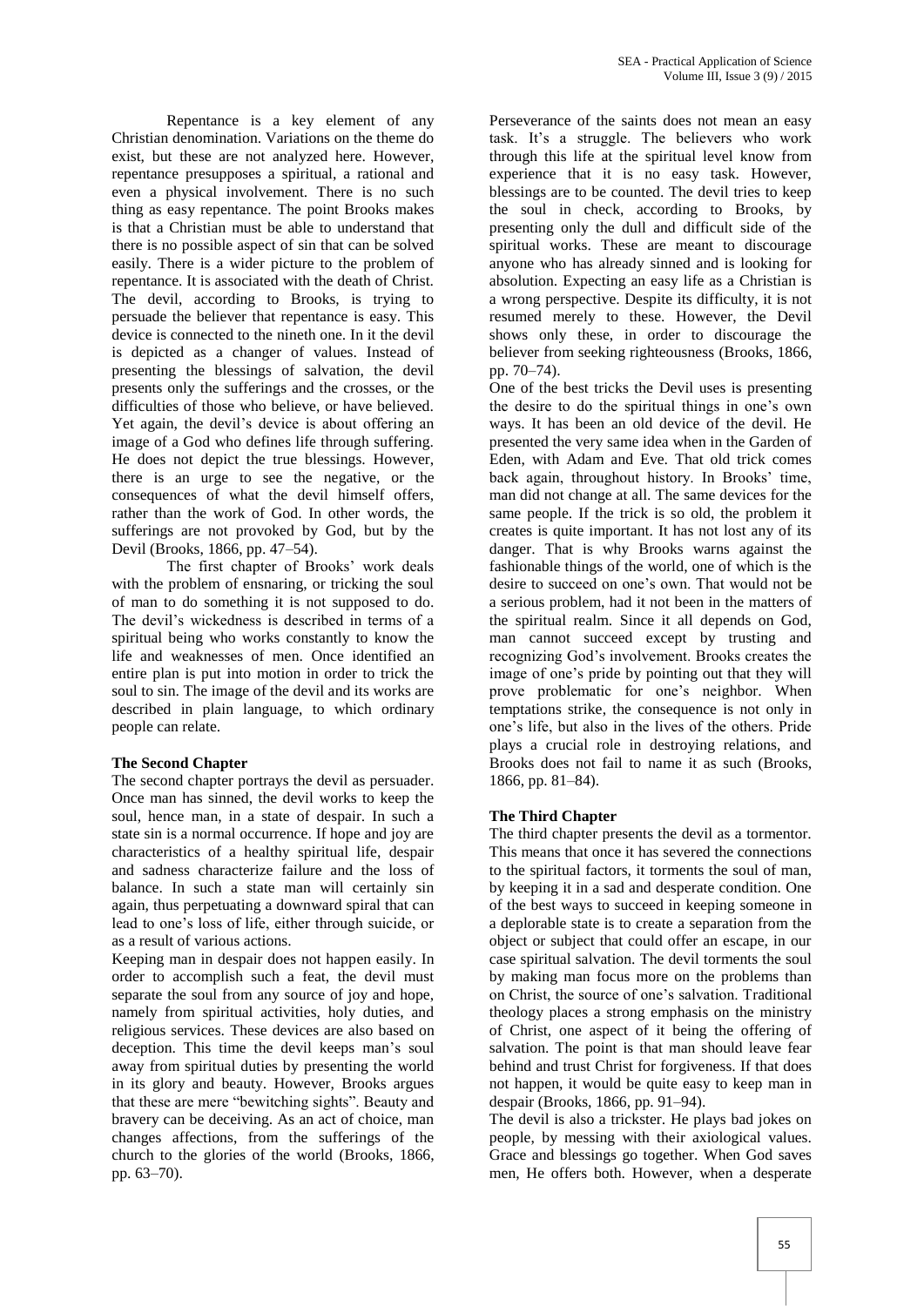Repentance is a key element of any Christian denomination. Variations on the theme do exist, but these are not analyzed here. However, repentance presupposes a spiritual, a rational and even a physical involvement. There is no such thing as easy repentance. The point Brooks makes is that a Christian must be able to understand that there is no possible aspect of sin that can be solved easily. There is a wider picture to the problem of repentance. It is associated with the death of Christ. The devil, according to Brooks, is trying to persuade the believer that repentance is easy. This device is connected to the nineth one. In it the devil is depicted as a changer of values. Instead of presenting the blessings of salvation, the devil presents only the sufferings and the crosses, or the difficulties of those who believe, or have believed. Yet again, the devil's device is about offering an image of a God who defines life through suffering. He does not depict the true blessings. However, there is an urge to see the negative, or the consequences of what the devil himself offers, rather than the work of God. In other words, the sufferings are not provoked by God, but by the Devil (Brooks, 1866, pp. 47–54).

The first chapter of Brooks' work deals with the problem of ensnaring, or tricking the soul of man to do something it is not supposed to do. The devil's wickedness is described in terms of a spiritual being who works constantly to know the life and weaknesses of men. Once identified an entire plan is put into motion in order to trick the soul to sin. The image of the devil and its works are described in plain language, to which ordinary people can relate.

**The Second Chapter**

The second chapter portrays the devil as persuader. Once man has sinned, the devil works to keep the soul, hence man, in a state of despair. In such a state sin is a normal occurrence. If hope and joy are characteristics of a healthy spiritual life, despair and sadness characterize failure and the loss of balance. In such a state man will certainly sin again, thus perpetuating a downward spiral that can lead to one's loss of life, either through suicide, or as a result of various actions.

Keeping man in despair does not happen easily. In order to accomplish such a feat, the devil must separate the soul from any source of joy and hope, namely from spiritual activities, holy duties, and religious services. These devices are also based on deception. This time the devil keeps man's soul away from spiritual duties by presenting the world in its glory and beauty. However, Brooks argues that these are mere "bewitching sights". Beauty and bravery can be deceiving. As an act of choice, man changes affections, from the sufferings of the church to the glories of the world (Brooks, 1866, pp. 63–70).

Perseverance of the saints does not mean an easy task. It's a struggle. The believers who work through this life at the spiritual level know from experience that it is no easy task. However, blessings are to be counted. The devil tries to keep the soul in check, according to Brooks, by presenting only the dull and difficult side of the spiritual works. These are meant to discourage anyone who has already sinned and is looking for absolution. Expecting an easy life as a Christian is a wrong perspective. Despite its difficulty, it is not resumed merely to these. However, the Devil shows only these, in order to discourage the believer from seeking righteousness (Brooks, 1866, pp. 70–74).

One of the best tricks the Devil uses is presenting the desire to do the spiritual things in one's own ways. It has been an old device of the devil. He presented the very same idea when in the Garden of Eden, with Adam and Eve. That old trick comes back again, throughout history. In Brooks' time, man did not change at all. The same devices for the same people. If the trick is so old, the problem it creates is quite important. It has not lost any of its danger. That is why Brooks warns against the fashionable things of the world, one of which is the desire to succeed on one's own. That would not be a serious problem, had it not been in the matters of the spiritual realm. Since it all depends on God, man cannot succeed except by trusting and recognizing God's involvement. Brooks creates the image of one's pride by pointing out that they will prove problematic for one's neighbor. When temptations strike, the consequence is not only in one's life, but also in the lives of the others. Pride plays a crucial role in destroying relations, and Brooks does not fail to name it as such (Brooks, 1866, pp. 81–84).

**The Third Chapter**

The third chapter presents the devil as a tormentor. This means that once it has severed the connections to the spiritual factors, it torments the soul of man, by keeping it in a sad and desperate condition. One of the best ways to succeed in keeping someone in a deplorable state is to create a separation from the object or subject that could offer an escape, in our case spiritual salvation. The devil torments the soul by making man focus more on the problems than on Christ, the source of one's salvation. Traditional theology places a strong emphasis on the ministry of Christ, one aspect of it being the offering of salvation. The point is that man should leave fear behind and trust Christ for forgiveness. If that does not happen, it would be quite easy to keep man in despair (Brooks, 1866, pp. 91–94).

The devil is also a trickster. He plays bad jokes on people, by messing with their axiological values. Grace and blessings go together. When God saves men, He offers both. However, when a desperate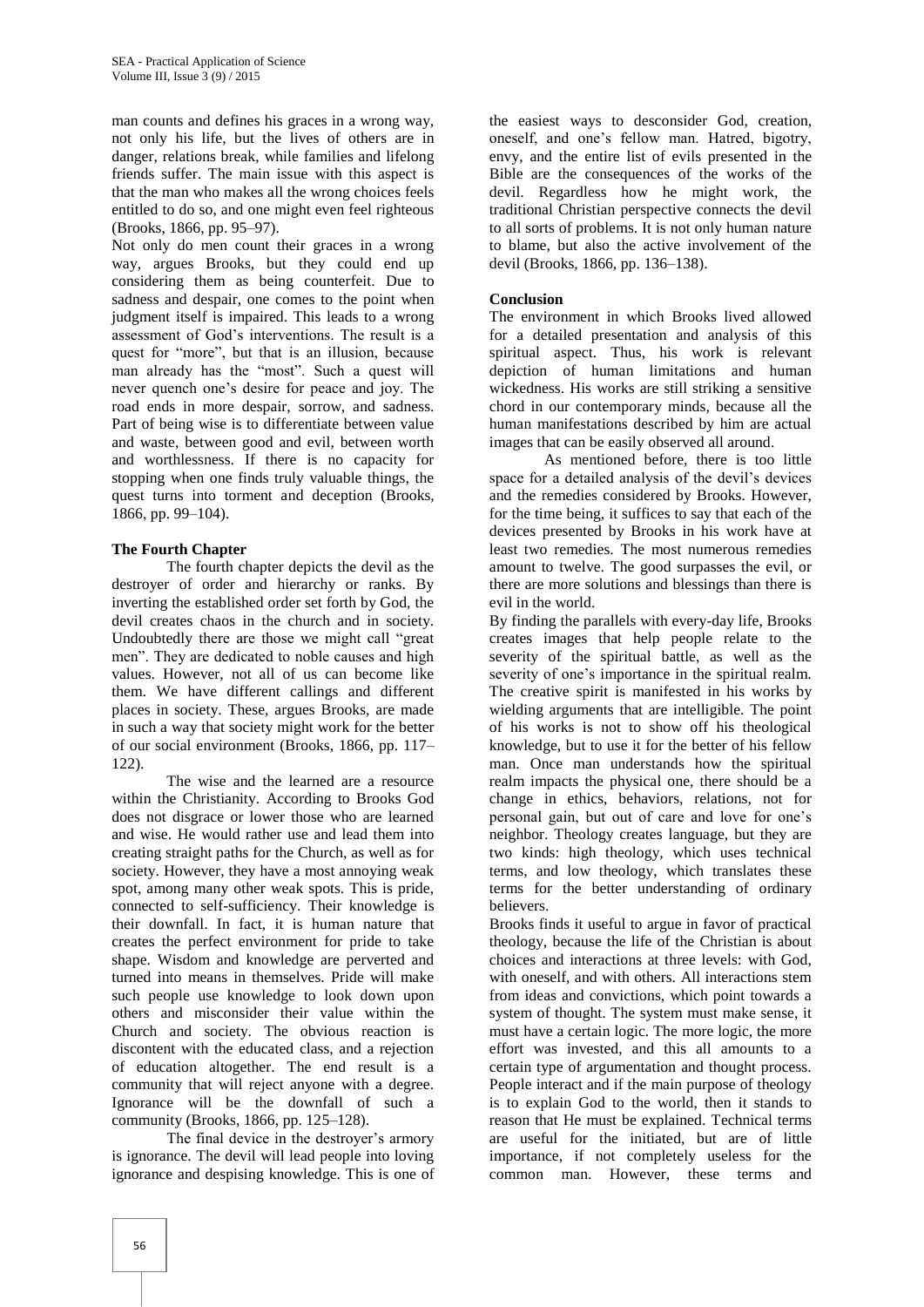man counts and defines his graces in a wrong way, not only his life, but the lives of others are in danger, relations break, while families and lifelong friends suffer. The main issue with this aspect is that the man who makes all the wrong choices feels entitled to do so, and one might even feel righteous (Brooks, 1866, pp. 95–97).

Not only do men count their graces in a wrong way, argues Brooks, but they could end up considering them as being counterfeit. Due to sadness and despair, one comes to the point when judgment itself is impaired. This leads to a wrong assessment of God's interventions. The result is a quest for "more", but that is an illusion, because man already has the "most". Such a quest will never quench one's desire for peace and joy. The road ends in more despair, sorrow, and sadness. Part of being wise is to differentiate between value and waste, between good and evil, between worth and worthlessness. If there is no capacity for stopping when one finds truly valuable things, the quest turns into torment and deception (Brooks, 1866, pp. 99–104).

**The Fourth Chapter**

The fourth chapter depicts the devil as the destroyer of order and hierarchy or ranks. By inverting the established order set forth by God, the devil creates chaos in the church and in society. Undoubtedly there are those we might call "great men". They are dedicated to noble causes and high values. However, not all of us can become like them. We have different callings and different places in society. These, argues Brooks, are made in such a way that society might work for the better of our social environment (Brooks, 1866, pp. 117–122).

The wise and the learned are a resource within the Christianity. According to Brooks God does not disgrace or lower those who are learned and wise. He would rather use and lead them into creating straight paths for the Church, as well as for society. However, they have a most annoying weak spot, among many other weak spots. This is pride, connected to self-sufficiency. Their knowledge is their downfall. In fact, it is human nature that creates the perfect environment for pride to take shape. Wisdom and knowledge are perverted and turned into means in themselves. Pride will make such people use knowledge to look down upon others and misconsider their value within the Church and society. The obvious reaction is discontent with the educated class, and a rejection of education altogether. The end result is a community that will reject anyone with a degree. Ignorance will be the downfall of such a community (Brooks, 1866, pp. 125–128).

The final device in the destroyer's armory is ignorance. The devil will lead people into loving ignorance and despising knowledge. This is one of the easiest ways to desconsider God, creation, oneself, and one's fellow man. Hatred, bigotry, envy, and the entire list of evils presented in the Bible are the consequences of the works of the devil. Regardless how he might work, the traditional Christian perspective connects the devil to all sorts of problems. It is not only human nature to blame, but also the active involvement of the devil (Brooks, 1866, pp. 136–138).

**Conclusion**

The environment in which Brooks lived allowed for a detailed presentation and analysis of this spiritual aspect. Thus, his work is relevant depiction of human limitations and human wickedness. His works are still striking a sensitive chord in our contemporary minds, because all the human manifestations described by him are actual images that can be easily observed all around.

As mentioned before, there is too little space for a detailed analysis of the devil's devices and the remedies considered by Brooks. However, for the time being, it suffices to say that each of the devices presented by Brooks in his work have at least two remedies. The most numerous remedies amount to twelve. The good surpasses the evil, or there are more solutions and blessings than there is evil in the world.

By finding the parallels with every-day life, Brooks creates images that help people relate to the severity of the spiritual battle, as well as the severity of one's importance in the spiritual realm. The creative spirit is manifested in his works by wielding arguments that are intelligible. The point of his works is not to show off his theological knowledge, but to use it for the better of his fellow man. Once man understands how the spiritual realm impacts the physical one, there should be a change in ethics, behaviors, relations, not for personal gain, but out of care and love for one's neighbor. Theology creates language, but they are two kinds: high theology, which uses technical terms, and low theology, which translates these terms for the better understanding of ordinary believers.

Brooks finds it useful to argue in favor of practical theology, because the life of the Christian is about choices and interactions at three levels: with God, with oneself, and with others. All interactions stem from ideas and convictions, which point towards a system of thought. The system must make sense, it must have a certain logic. The more logic, the more effort was invested, and this all amounts to a certain type of argumentation and thought process. People interact and if the main purpose of theology is to explain God to the world, then it stands to reason that He must be explained. Technical terms are useful for the initiated, but are of little importance, if not completely useless for the common man. However, these terms and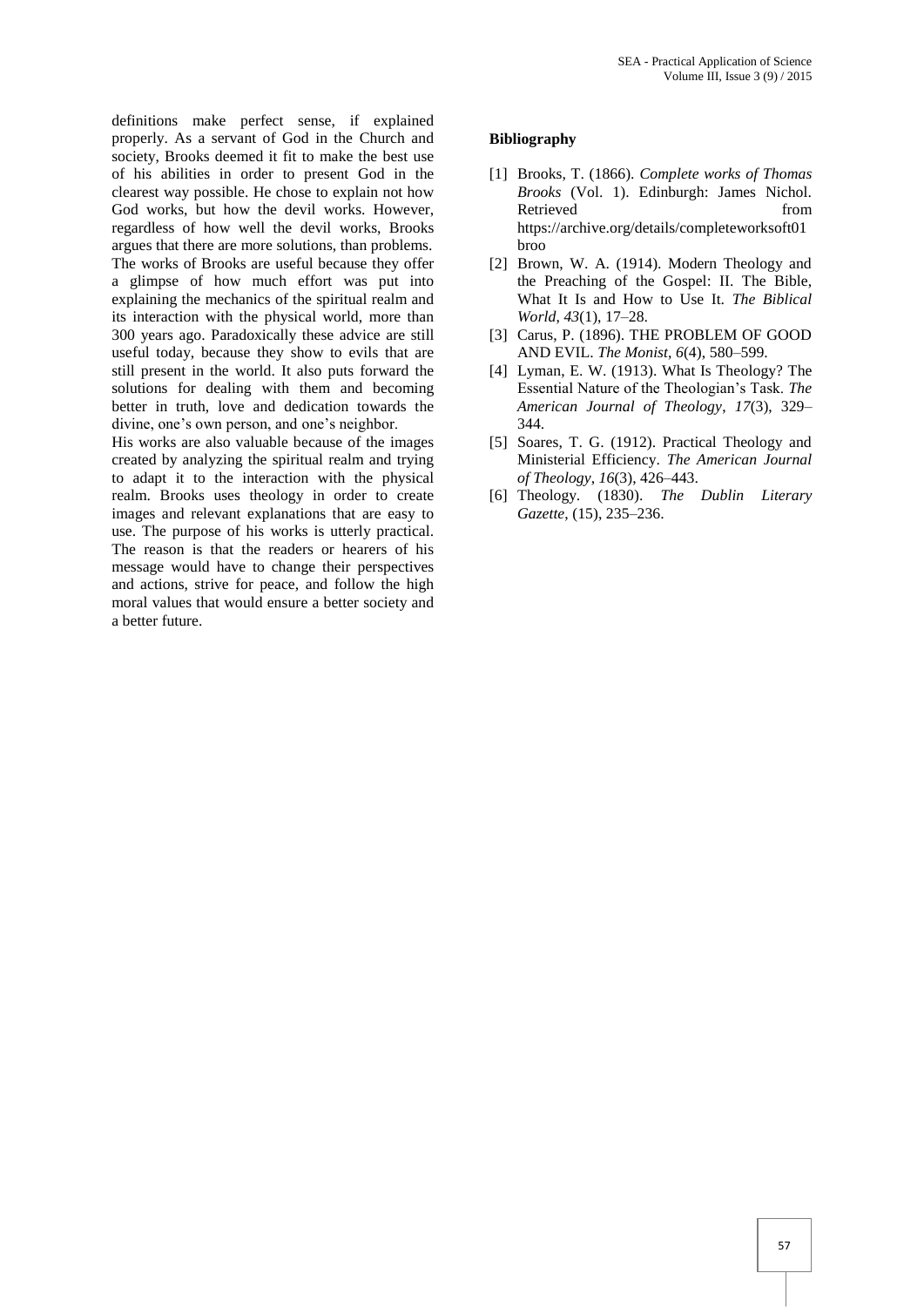definitions make perfect sense, if explained properly. As a servant of God in the Church and society, Brooks deemed it fit to make the best use of his abilities in order to present God in the clearest way possible. He chose to explain not how God works, but how the devil works. However, regardless of how well the devil works, Brooks argues that there are more solutions, than problems. The works of Brooks are useful because they offer a glimpse of how much effort was put into explaining the mechanics of the spiritual realm and its interaction with the physical world, more than 300 years ago. Paradoxically these advice are still useful today, because they show to evils that are still present in the world. It also puts forward the solutions for dealing with them and becoming better in truth, love and dedication towards the divine, one's own person, and one's neighbor.

His works are also valuable because of the images created by analyzing the spiritual realm and trying to adapt it to the interaction with the physical realm. Brooks uses theology in order to create images and relevant explanations that are easy to use. The purpose of his works is utterly practical. The reason is that the readers or hearers of his message would have to change their perspectives and actions, strive for peace, and follow the high moral values that would ensure a better society and a better future.

**Bibliography**

[1] Brooks, T. (1866). *Complete works of Thomas Brooks* (Vol. 1). Edinburgh: James Nichol. Retrieved from https://archive.org/details/completeworksoft01broo

[2] Brown, W. A. (1914). Modern Theology and the Preaching of the Gospel: II. The Bible, What It Is and How to Use It. *The Biblical World*, *43*(1), 17–28.

[3] Carus, P. (1896). THE PROBLEM OF GOOD AND EVIL. *The Monist*, *6*(4), 580–599.

[4] Lyman, E. W. (1913). What Is Theology? The Essential Nature of the Theologian's Task. *The American Journal of Theology*, *17*(3), 329–344.

[5] Soares, T. G. (1912). Practical Theology and Ministerial Efficiency. *The American Journal of Theology*, *16*(3), 426–443.

[6] Theology. (1830). *The Dublin Literary Gazette*, (15), 235–236.